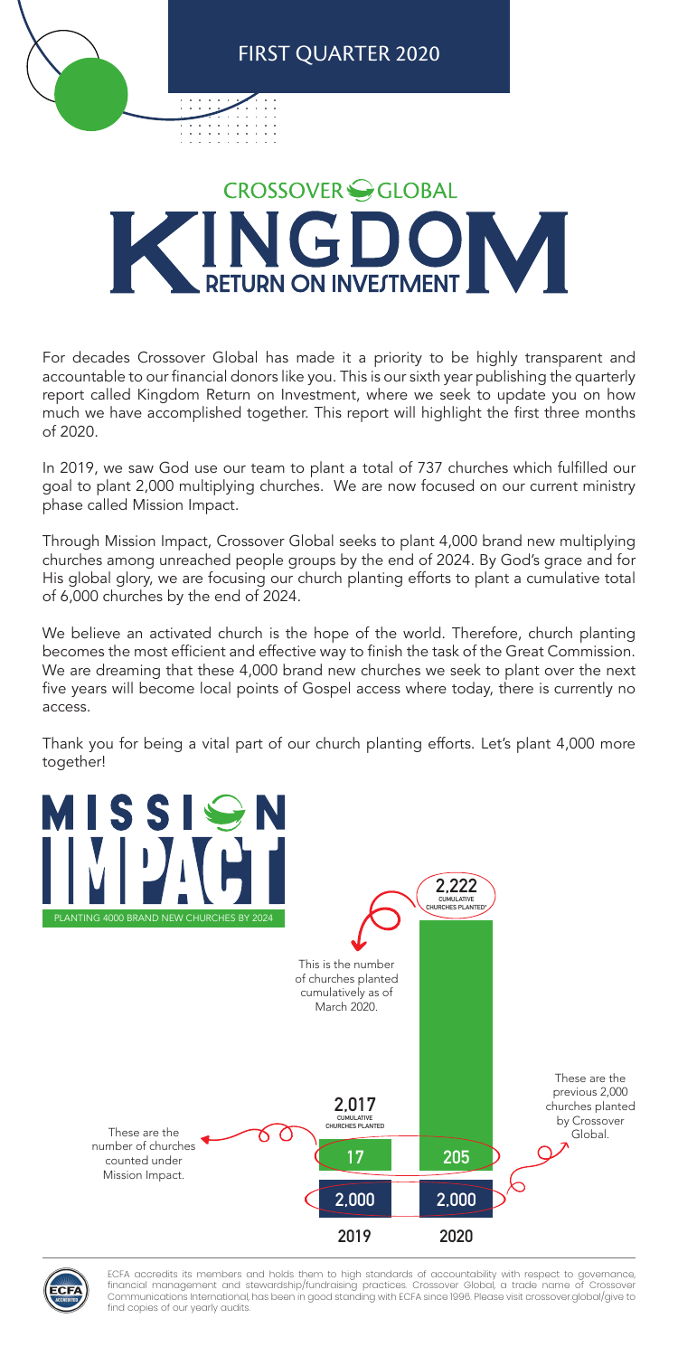# FIRST QUARTER 2020

# CROSSOVER GLOBAL KINGDOM RETURN ON INVESTMENT

For decades Crossover Global has made it a priority to be highly transparent and accountable to our financial donors like you. This is our sixth year publishing the quarterly report called Kingdom Return on Investment, where we seek to update you on how much we have accomplished together. This report will highlight the first three months of 2020.

In 2019, we saw God use our team to plant a total of 737 churches which fulfilled our goal to plant 2,000 multiplying churches. We are now focused on our current ministry phase called Mission Impact.

Through Mission Impact, Crossover Global seeks to plant 4,000 brand new multiplying churches among unreached people groups by the end of 2024. By God's grace and for His global glory, we are focusing our church planting efforts to plant a cumulative total of 6,000 churches by the end of 2024.

We believe an activated church is the hope of the world. Therefore, church planting becomes the most efficient and effective way to finish the task of the Great Commission. We are dreaming that these 4,000 brand new churches we seek to plant over the next five years will become local points of Gospel access where today, there is currently no access.

Thank you for being a vital part of our church planting efforts. Let's plant 4,000 more together!

## MISSION IMPACT

PLANTING 4000 BRAND NEW CHURCHES BY 2024

| | 2019 | 2020 |
|---|---|---|
| Cumulative churches planted | 2,017 | 2,222* |
| Churches counted under Mission Impact | 17 | 205 |
| Previous 2,000 churches planted by Crossover Global | 2,000 | 2,000 |

This is the number of churches planted cumulatively as of March 2020.

These are the number of churches counted under Mission Impact.

These are the previous 2,000 churches planted by Crossover Global.

ECFA accredits its members and holds them to high standards of accountability with respect to governance, financial management and stewardship/fundraising practices. Crossover Global, a trade name of Crossover Communications International, has been in good standing with ECFA since 1996. Please visit crossover.global/give to find copies of our yearly audits.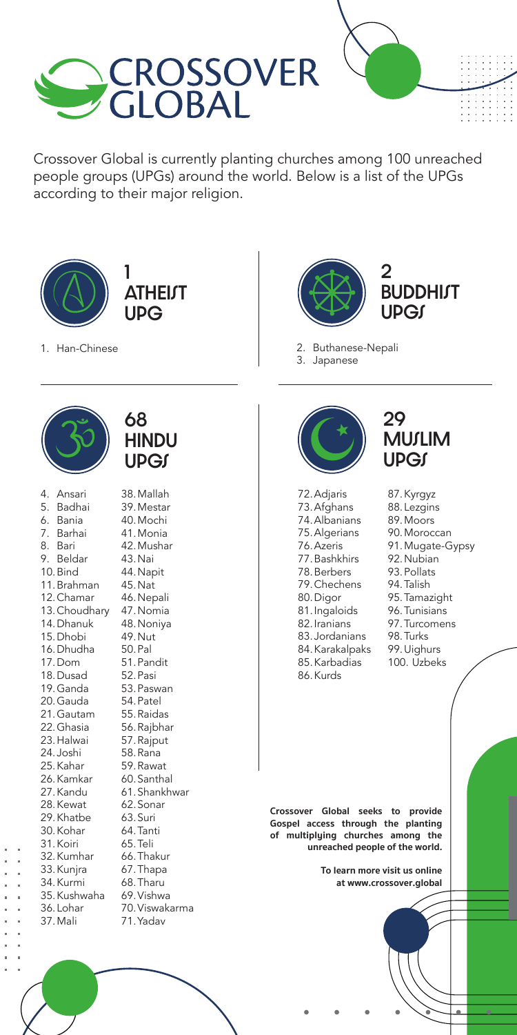# CROSSOVER GLOBAL

Crossover Global is currently planting churches among 100 unreached people groups (UPGs) around the world. Below is a list of the UPGs according to their major religion.

## 1 ATHEIST UPG

1. Han-Chinese

## 2 BUDDHIST UPGS

2. Buthanese-Nepali
3. Japanese

## 68 HINDU UPGS

4. Ansari
5. Badhai
6. Bania
7. Barhai
8. Bari
9. Beldar
10. Bind
11. Brahman
12. Chamar
13. Choudhary
14. Dhanuk
15. Dhobi
16. Dhudha
17. Dom
18. Dusad
19. Ganda
20. Gauda
21. Gautam
22. Ghasia
23. Halwai
24. Joshi
25. Kahar
26. Kamkar
27. Kandu
28. Kewat
29. Khatbe
30. Kohar
31. Koiri
32. Kumhar
33. Kunjra
34. Kurmi
35. Kushwaha
36. Lohar
37. Mali
38. Mallah
39. Mestar
40. Mochi
41. Monia
42. Mushar
43. Nai
44. Napit
45. Nat
46. Nepali
47. Nomia
48. Noniya
49. Nut
50. Pal
51. Pandit
52. Pasi
53. Paswan
54. Patel
55. Raidas
56. Rajbhar
57. Rajput
58. Rana
59. Rawat
60. Santhal
61. Shankhwar
62. Sonar
63. Suri
64. Tanti
65. Teli
66. Thakur
67. Thapa
68. Tharu
69. Vishwa
70. Viswakarma
71. Yadav

## 29 MUSLIM UPGS

72. Adjaris
73. Afghans
74. Albanians
75. Algerians
76. Azeris
77. Bashkhirs
78. Berbers
79. Chechens
80. Digor
81. Ingaloids
82. Iranians
83. Jordanians
84. Karakalpaks
85. Karbadias
86. Kurds
87. Kyrgyz
88. Lezgins
89. Moors
90. Moroccan
91. Mugate-Gypsy
92. Nubian
93. Pollats
94. Talish
95. Tamazight
96. Tunisians
97. Turcomens
98. Turks
99. Uighurs
100. Uzbeks

**Crossover Global seeks to provide Gospel access through the planting of multiplying churches among the unreached people of the world.**

**To learn more visit us online at www.crossover.global**